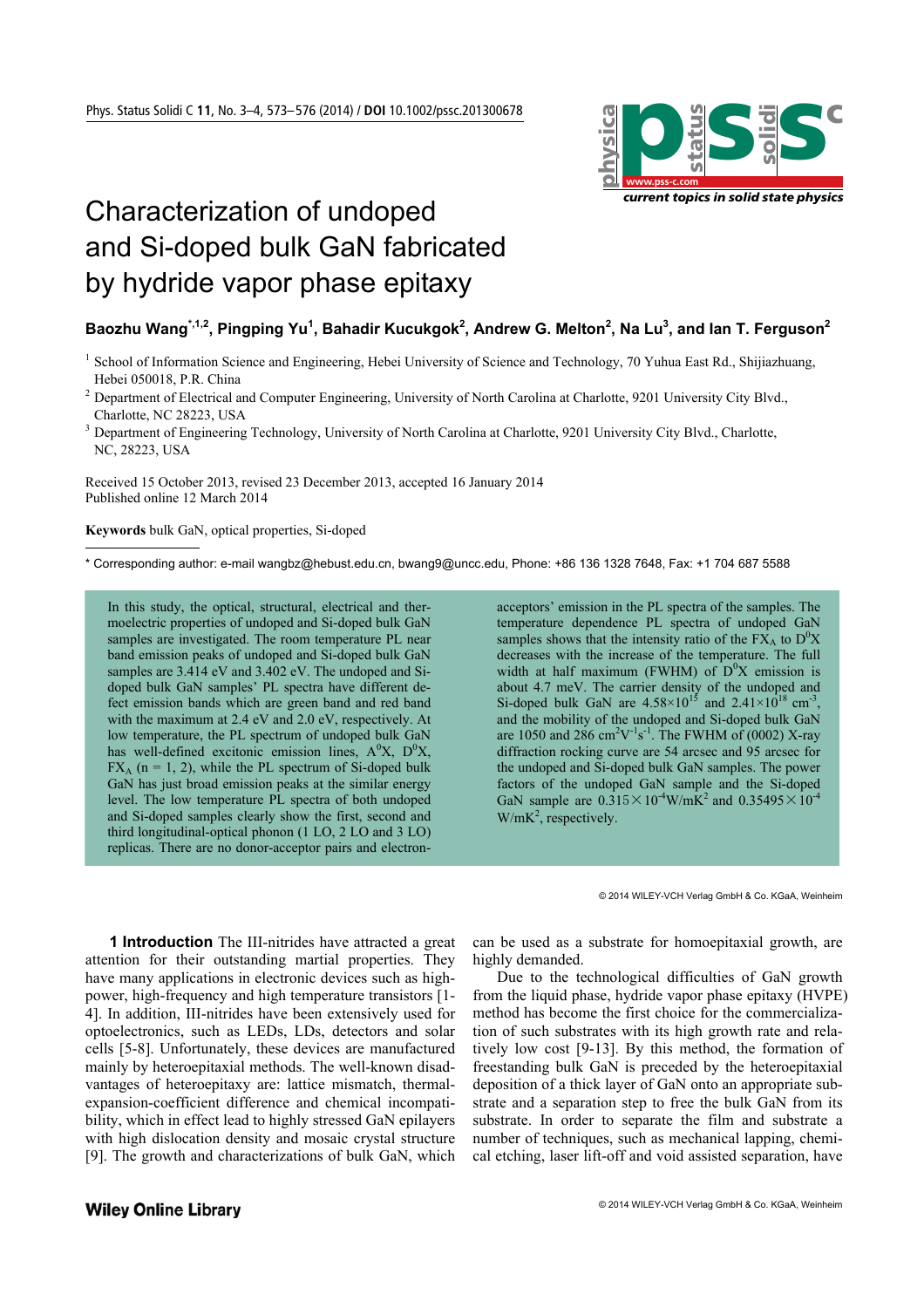# Characterization of undoped and Si-doped bulk GaN fabricated by hydride vapor phase epitaxy

**Baozhu Wang**[*,1,2], **Pingping Yu**[1], **Bahadir Kucukgok**[2], **Andrew G. Melton**[2], **Na Lu**[3], **and Ian T. Ferguson**[2]

[1] School of Information Science and Engineering, Hebei University of Science and Technology, 70 Yuhua East Rd., Shijiazhuang, Hebei 050018, P.R. China

[2] Department of Electrical and Computer Engineering, University of North Carolina at Charlotte, 9201 University City Blvd., Charlotte, NC 28223, USA

[3] Department of Engineering Technology, University of North Carolina at Charlotte, 9201 University City Blvd., Charlotte, NC, 28223, USA

Received 15 October 2013, revised 23 December 2013, accepted 16 January 2014
Published online 12 March 2014

**Keywords** bulk GaN, optical properties, Si-doped

* Corresponding author: e-mail wangbz@hebust.edu.cn, bwang9@uncc.edu, Phone: +86 136 1328 7648, Fax: +1 704 687 5588

In this study, the optical, structural, electrical and thermoelectric properties of undoped and Si-doped bulk GaN samples are investigated. The room temperature PL near band emission peaks of undoped and Si-doped bulk GaN samples are 3.414 eV and 3.402 eV. The undoped and Si-doped bulk GaN samples' PL spectra have different defect emission bands which are green band and red band with the maximum at 2.4 eV and 2.0 eV, respectively. At low temperature, the PL spectrum of undoped bulk GaN has well-defined excitonic emission lines, $A^0X$, $D^0X$, $FX_A$ (n = 1, 2), while the PL spectrum of Si-doped bulk GaN has just broad emission peaks at the similar energy level. The low temperature PL spectra of both undoped and Si-doped samples clearly show the first, second and third longitudinal-optical phonon (1 LO, 2 LO and 3 LO) replicas. There are no donor-acceptor pairs and electron-acceptors' emission in the PL spectra of the samples. The temperature dependence PL spectra of undoped GaN samples shows that the intensity ratio of the $FX_A$ to $D^0X$ decreases with the increase of the temperature. The full width at half maximum (FWHM) of $D^0X$ emission is about 4.7 meV. The carrier density of the undoped and Si-doped bulk GaN are $4.58\times10^{15}$ and $2.41\times10^{18}$ cm$^{-3}$, and the mobility of the undoped and Si-doped bulk GaN are 1050 and 286 cm$^2$V$^{-1}$s$^{-1}$. The FWHM of (0002) X-ray diffraction rocking curve are 54 arcsec and 95 arcsec for the undoped and Si-doped bulk GaN samples. The power factors of the undoped GaN sample and the Si-doped GaN sample are $0.315\times10^{-4}$ W/mK$^2$ and $0.35495\times10^{-4}$ W/mK$^2$, respectively.

© 2014 WILEY-VCH Verlag GmbH & Co. KGaA, Weinheim

**1 Introduction** The III-nitrides have attracted a great attention for their outstanding martial properties. They have many applications in electronic devices such as high-power, high-frequency and high temperature transistors [1-4]. In addition, III-nitrides have been extensively used for optoelectronics, such as LEDs, LDs, detectors and solar cells [5-8]. Unfortunately, these devices are manufactured mainly by heteroepitaxial methods. The well-known disadvantages of heteroepitaxy are: lattice mismatch, thermal-expansion-coefficient difference and chemical incompatibility, which in effect lead to highly stressed GaN epilayers with high dislocation density and mosaic crystal structure [9]. The growth and characterizations of bulk GaN, which can be used as a substrate for homoepitaxial growth, are highly demanded.

Due to the technological difficulties of GaN growth from the liquid phase, hydride vapor phase epitaxy (HVPE) method has become the first choice for the commercialization of such substrates with its high growth rate and relatively low cost [9-13]. By this method, the formation of freestanding bulk GaN is preceded by the heteroepitaxial deposition of a thick layer of GaN onto an appropriate substrate and a separation step to free the bulk GaN from its substrate. In order to separate the film and substrate a number of techniques, such as mechanical lapping, chemical etching, laser lift-off and void assisted separation, have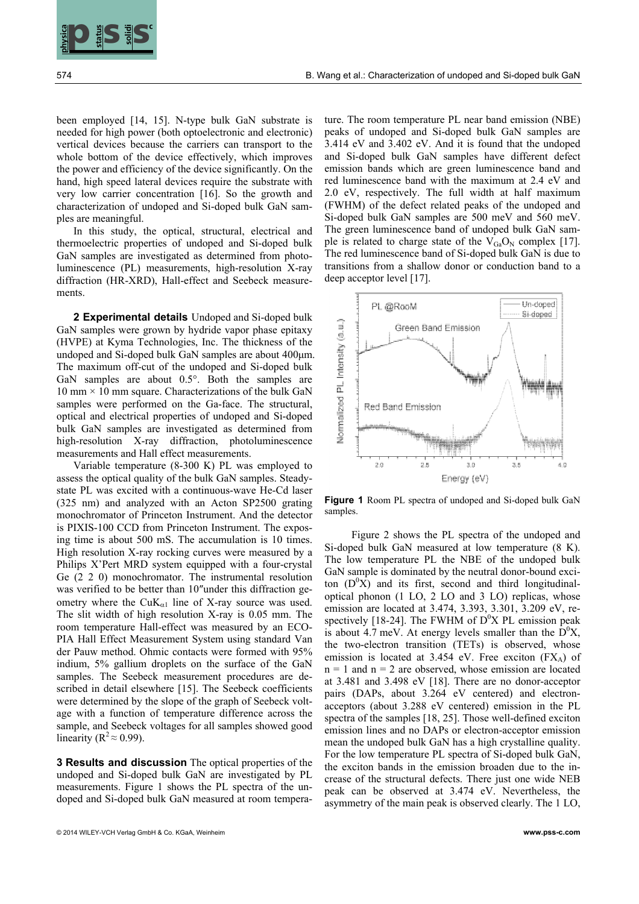been employed [14, 15]. N-type bulk GaN substrate is needed for high power (both optoelectronic and electronic) vertical devices because the carriers can transport to the whole bottom of the device effectively, which improves the power and efficiency of the device significantly. On the hand, high speed lateral devices require the substrate with very low carrier concentration [16]. So the growth and characterization of undoped and Si-doped bulk GaN samples are meaningful.

In this study, the optical, structural, electrical and thermoelectric properties of undoped and Si-doped bulk GaN samples are investigated as determined from photoluminescence (PL) measurements, high-resolution X-ray diffraction (HR-XRD), Hall-effect and Seebeck measurements.

**2 Experimental details** Undoped and Si-doped bulk GaN samples were grown by hydride vapor phase epitaxy (HVPE) at Kyma Technologies, Inc. The thickness of the undoped and Si-doped bulk GaN samples are about 400μm. The maximum off-cut of the undoped and Si-doped bulk GaN samples are about 0.5°. Both the samples are 10 mm × 10 mm square. Characterizations of the bulk GaN samples were performed on the Ga-face. The structural, optical and electrical properties of undoped and Si-doped bulk GaN samples are investigated as determined from high-resolution X-ray diffraction, photoluminescence measurements and Hall effect measurements.

Variable temperature (8-300 K) PL was employed to assess the optical quality of the bulk GaN samples. Steady-state PL was excited with a continuous-wave He-Cd laser (325 nm) and analyzed with an Acton SP2500 grating monochromator of Princeton Instrument. And the detector is PIXIS-100 CCD from Princeton Instrument. The exposing time is about 500 mS. The accumulation is 10 times. High resolution X-ray rocking curves were measured by a Philips X'Pert MRD system equipped with a four-crystal Ge (2 2 0) monochromator. The instrumental resolution was verified to be better than 10″under this diffraction geometry where the $CuK_{\alpha1}$ line of X-ray source was used. The slit width of high resolution X-ray is 0.05 mm. The room temperature Hall-effect was measured by an ECOPIA Hall Effect Measurement System using standard Van der Pauw method. Ohmic contacts were formed with 95% indium, 5% gallium droplets on the surface of the GaN samples. The Seebeck measurement procedures are described in detail elsewhere [15]. The Seebeck coefficients were determined by the slope of the graph of Seebeck voltage with a function of temperature difference across the sample, and Seebeck voltages for all samples showed good linearity ($R^2 \approx 0.99$).

**3 Results and discussion** The optical properties of the undoped and Si-doped bulk GaN are investigated by PL measurements. Figure 1 shows the PL spectra of the undoped and Si-doped bulk GaN measured at room temperature. The room temperature PL near band emission (NBE) peaks of undoped and Si-doped bulk GaN samples are 3.414 eV and 3.402 eV. And it is found that the undoped and Si-doped bulk GaN samples have different defect emission bands which are green luminescence band and red luminescence band with the maximum at 2.4 eV and 2.0 eV, respectively. The full width at half maximum (FWHM) of the defect related peaks of the undoped and Si-doped bulk GaN samples are 500 meV and 560 meV. The green luminescence band of undoped bulk GaN sample is related to charge state of the $V_{Ga}O_N$ complex [17]. The red luminescence band of Si-doped bulk GaN is due to transitions from a shallow donor or conduction band to a deep acceptor level [17].

**Figure 1** Room PL spectra of undoped and Si-doped bulk GaN samples.

Figure 2 shows the PL spectra of the undoped and Si-doped bulk GaN measured at low temperature (8 K). The low temperature PL the NBE of the undoped bulk GaN sample is dominated by the neutral donor-bound exciton ($D^0X$) and its first, second and third longitudinal-optical phonon (1 LO, 2 LO and 3 LO) replicas, whose emission are located at 3.474, 3.393, 3.301, 3.209 eV, respectively [18-24]. The FWHM of $D^0X$ PL emission peak is about 4.7 meV. At energy levels smaller than the $D^0X$, the two-electron transition (TETs) is observed, whose emission is located at 3.454 eV. Free exciton ($FX_A$) of n = 1 and n = 2 are observed, whose emission are located at 3.481 and 3.498 eV [18]. There are no donor-acceptor pairs (DAPs, about 3.264 eV centered) and electron-acceptors (about 3.288 eV centered) emission in the PL spectra of the samples [18, 25]. Those well-defined exciton emission lines and no DAPs or electron-acceptor emission mean the undoped bulk GaN has a high crystalline quality. For the low temperature PL spectra of Si-doped bulk GaN, the exciton bands in the emission broaden due to the increase of the structural defects. There just one wide NEB peak can be observed at 3.474 eV. Nevertheless, the asymmetry of the main peak is observed clearly. The 1 LO,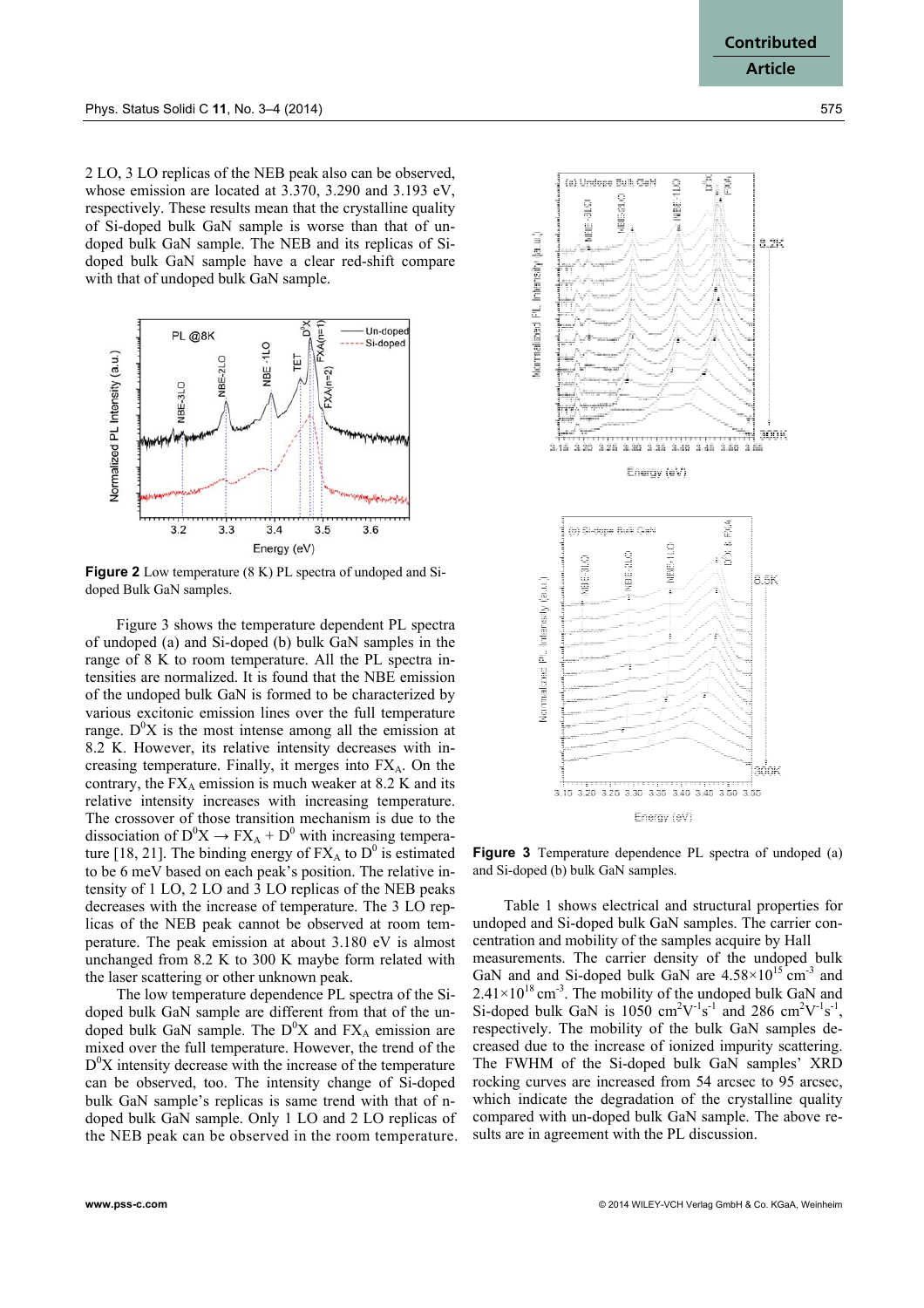2 LO, 3 LO replicas of the NEB peak also can be observed, whose emission are located at 3.370, 3.290 and 3.193 eV, respectively. These results mean that the crystalline quality of Si-doped bulk GaN sample is worse than that of undoped bulk GaN sample. The NEB and its replicas of Si-doped bulk GaN sample have a clear red-shift compare with that of undoped bulk GaN sample.

**Figure 2** Low temperature (8 K) PL spectra of undoped and Si-doped Bulk GaN samples.

Figure 3 shows the temperature dependent PL spectra of undoped (a) and Si-doped (b) bulk GaN samples in the range of 8 K to room temperature. All the PL spectra intensities are normalized. It is found that the NBE emission of the undoped bulk GaN is formed to be characterized by various excitonic emission lines over the full temperature range. $D^0X$ is the most intense among all the emission at 8.2 K. However, its relative intensity decreases with increasing temperature. Finally, it merges into $FX_A$. On the contrary, the $FX_A$ emission is much weaker at 8.2 K and its relative intensity increases with increasing temperature. The crossover of those transition mechanism is due to the dissociation of $D^0X \rightarrow FX_A + D^0$ with increasing temperature [18, 21]. The binding energy of $FX_A$ to $D^0$ is estimated to be 6 meV based on each peak's position. The relative intensity of 1 LO, 2 LO and 3 LO replicas of the NEB peaks decreases with the increase of temperature. The 3 LO replicas of the NEB peak cannot be observed at room temperature. The peak emission at about 3.180 eV is almost unchanged from 8.2 K to 300 K maybe form related with the laser scattering or other unknown peak.

The low temperature dependence PL spectra of the Si-doped bulk GaN sample are different from that of the undoped bulk GaN sample. The $D^0X$ and $FX_A$ emission are mixed over the full temperature. However, the trend of the $D^0X$ intensity decrease with the increase of the temperature can be observed, too. The intensity change of Si-doped bulk GaN sample's replicas is same trend with that of n-doped bulk GaN sample. Only 1 LO and 2 LO replicas of the NEB peak can be observed in the room temperature.

**Figure 3** Temperature dependence PL spectra of undoped (a) and Si-doped (b) bulk GaN samples.

Table 1 shows electrical and structural properties for undoped and Si-doped bulk GaN samples. The carrier concentration and mobility of the samples acquire by Hall measurements. The carrier density of the undoped bulk GaN and and Si-doped bulk GaN are $4.58\times10^{15}$ cm$^{-3}$ and $2.41\times10^{18}$ cm$^{-3}$. The mobility of the undoped bulk GaN and Si-doped bulk GaN is 1050 cm$^2$V$^{-1}$s$^{-1}$ and 286 cm$^2$V$^{-1}$s$^{-1}$, respectively. The mobility of the bulk GaN samples decreased due to the increase of ionized impurity scattering. The FWHM of the Si-doped bulk GaN samples' XRD rocking curves are increased from 54 arcsec to 95 arcsec, which indicate the degradation of the crystalline quality compared with un-doped bulk GaN sample. The above results are in agreement with the PL discussion.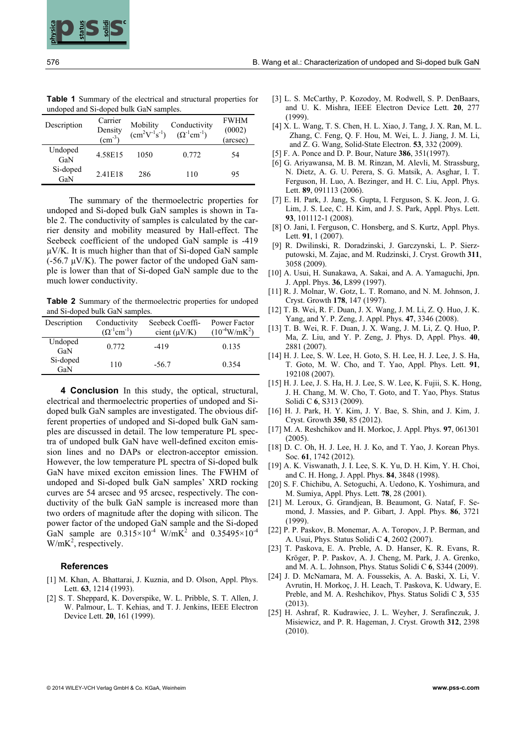**Table 1** Summary of the electrical and structural properties for undoped and Si-doped bulk GaN samples.

| Description | Carrier Density ($cm^{-3}$) | Mobility ($cm^2V^{-1}s^{-1}$) | Conductivity ($\Omega^{-1}cm^{-1}$) | FWHM (0002) (arcsec) |
|---|---|---|---|---|
| Undoped GaN | 4.58E15 | 1050 | 0.772 | 54 |
| Si-doped GaN | 2.41E18 | 286 | 110 | 95 |

The summary of the thermoelectric properties for undoped and Si-doped bulk GaN samples is shown in Table 2. The conductivity of samples is calculated by the carrier density and mobility measured by Hall-effect. The Seebeck coefficient of the undoped GaN sample is -419 μV/K. It is much higher than that of Si-doped GaN sample (-56.7 μV/K). The power factor of the undoped GaN sample is lower than that of Si-doped GaN sample due to the much lower conductivity.

**Table 2** Summary of the thermoelectric properties for undoped and Si-doped bulk GaN samples.

| Description | Conductivity ($\Omega^{-1}cm^{-1}$) | Seebeck Coefficient (μV/K) | Power Factor ($10^{-4}$W/mK$^2$) |
|---|---|---|---|
| Undoped GaN | 0.772 | -419 | 0.135 |
| Si-doped GaN | 110 | -56.7 | 0.354 |

**4 Conclusion** In this study, the optical, structural, electrical and thermoelectric properties of undoped and Si-doped bulk GaN samples are investigated. The obvious different properties of undoped and Si-doped bulk GaN samples are discussed in detail. The low temperature PL spectra of undoped bulk GaN have well-defined exciton emission lines and no DAPs or electron-acceptor emission. However, the low temperature PL spectra of Si-doped bulk GaN have mixed exciton emission lines. The FWHM of undoped and Si-doped bulk GaN samples' XRD rocking curves are 54 arcsec and 95 arcsec, respectively. The conductivity of the bulk GaN sample is increased more than two orders of magnitude after the doping with silicon. The power factor of the undoped GaN sample and the Si-doped GaN sample are $0.315\times10^{-4}$ W/mK$^2$ and $0.35495\times10^{-4}$ W/mK$^2$, respectively.

## References

[1] M. Khan, A. Bhattarai, J. Kuznia, and D. Olson, Appl. Phys. Lett. **63**, 1214 (1993).

[2] S. T. Sheppard, K. Doverspike, W. L. Pribble, S. T. Allen, J. W. Palmour, L. T. Kehias, and T. J. Jenkins, IEEE Electron Device Lett. **20**, 161 (1999).

[3] L. S. McCarthy, P. Kozodoy, M. Rodwell, S. P. DenBaars, and U. K. Mishra, IEEE Electron Device Lett. **20**, 277 (1999).

[4] X. L. Wang, T. S. Chen, H. L. Xiao, J. Tang, J. X. Ran, M. L. Zhang, C. Feng, Q. F. Hou, M. Wei, L. J. Jiang, J. M. Li, and Z. G. Wang, Solid-State Electron. **53**, 332 (2009).

[5] F. A. Ponce and D. P. Bour, Nature **386**, 351(1997).

[6] G. Ariyawansa, M. B. M. Rinzan, M. Alevli, M. Strassburg, N. Dietz, A. G. U. Perera, S. G. Matsik, A. Asghar, I. T. Ferguson, H. Luo, A. Bezinger, and H. C. Liu, Appl. Phys. Lett. **89**, 091113 (2006).

[7] E. H. Park, J. Jang, S. Gupta, I. Ferguson, S. K. Jeon, J. G. Lim, J. S. Lee, C. H. Kim, and J. S. Park, Appl. Phys. Lett. **93**, 101112-1 (2008).

[8] O. Jani, I. Ferguson, C. Honsberg, and S. Kurtz, Appl. Phys. Lett. **91**, 1 (2007).

[9] R. Dwilinski, R. Doradzinski, J. Garczynski, L. P. Sierzputowski, M. Zajac, and M. Rudzinski, J. Cryst. Growth **311**, 3058 (2009).

[10] A. Usui, H. Sunakawa, A. Sakai, and A. A. Yamaguchi, Jpn. J. Appl. Phys. **36**, L899 (1997).

[11] R. J. Molnar, W. Gotz, L. T. Romano, and N. M. Johnson, J. Cryst. Growth **178**, 147 (1997).

[12] T. B. Wei, R. F. Duan, J. X. Wang, J. M. Li, Z. Q. Huo, J. K. Yang, and Y. P. Zeng, J. Appl. Phys. **47**, 3346 (2008).

[13] T. B. Wei, R. F. Duan, J. X. Wang, J. M. Li, Z. Q. Huo, P. Ma, Z. Liu, and Y. P. Zeng, J. Phys. D, Appl. Phys. **40**, 2881 (2007).

[14] H. J. Lee, S. W. Lee, H. Goto, S. H. Lee, H. J. Lee, J. S. Ha, T. Goto, M. W. Cho, and T. Yao, Appl. Phys. Lett. **91**, 192108 (2007).

[15] H. J. Lee, J. S. Ha, H. J. Lee, S. W. Lee, K. Fujii, S. K. Hong, J. H. Chang, M. W. Cho, T. Goto, and T. Yao, Phys. Status Solidi C **6**, S313 (2009).

[16] H. J. Park, H. Y. Kim, J. Y. Bae, S. Shin, and J. Kim, J. Cryst. Growth **350**, 85 (2012).

[17] M. A. Reshchikov and H. Morkoc, J. Appl. Phys. **97**, 061301 (2005).

[18] D. C. Oh, H. J. Lee, H. J. Ko, and T. Yao, J. Korean Phys. Soc. **61**, 1742 (2012).

[19] A. K. Viswanath, J. I. Lee, S. K. Yu, D. H. Kim, Y. H. Choi, and C. H. Hong, J. Appl. Phys. **84**, 3848 (1998).

[20] S. F. Chichibu, A. Setoguchi, A. Uedono, K. Yoshimura, and M. Sumiya, Appl. Phys. Lett. **78**, 28 (2001).

[21] M. Leroux, G. Grandjean, B. Beaumont, G. Nataf, F. Semond, J. Massies, and P. Gibart, J. Appl. Phys. **86**, 3721 (1999).

[22] P. P. Paskov, B. Monemar, A. A. Toropov, J. P. Berman, and A. Usui, Phys. Status Solidi C **4**, 2602 (2007).

[23] T. Paskova, E. A. Preble, A. D. Hanser, K. R. Evans, R. Kröger, P. P. Paskov, A. J. Cheng, M. Park, J. A. Grenko, and M. A. L. Johnson, Phys. Status Solidi C **6**, S344 (2009).

[24] J. D. McNamara, M. A. Foussekis, A. A. Baski, X. Li, V. Avrutin, H. Morkoç, J. H. Leach, T. Paskova, K. Udwary, E. Preble, and M. A. Reshchikov, Phys. Status Solidi C **3**, 535 (2013).

[25] H. Ashraf, R. Kudrawiec, J. L. Weyher, J. Serafinczuk, J. Misiewicz, and P. R. Hageman, J. Cryst. Growth **312**, 2398 (2010).